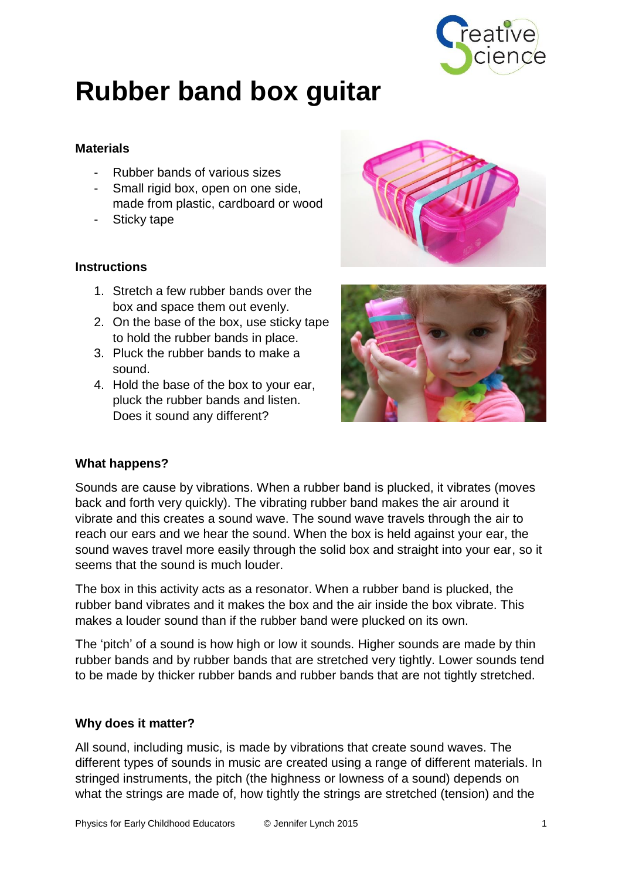# Rubber band box guitar

### Materials

- Rubber bands of various sizes
- Small rigid box, open on one side, made from plastic, cardboard or wood
- Sticky tape

### Instructions

1. Stretch a few rubber bands over the box and space them out evenly.
2. On the base of the box, use sticky tape to hold the rubber bands in place.
3. Pluck the rubber bands to make a sound.
4. Hold the base of the box to your ear, pluck the rubber bands and listen. Does it sound any different?

### What happens?

Sounds are cause by vibrations. When a rubber band is plucked, it vibrates (moves back and forth very quickly). The vibrating rubber band makes the air around it vibrate and this creates a sound wave. The sound wave travels through the air to reach our ears and we hear the sound. When the box is held against your ear, the sound waves travel more easily through the solid box and straight into your ear, so it seems that the sound is much louder.

The box in this activity acts as a resonator. When a rubber band is plucked, the rubber band vibrates and it makes the box and the air inside the box vibrate. This makes a louder sound than if the rubber band were plucked on its own.

The 'pitch' of a sound is how high or low it sounds. Higher sounds are made by thin rubber bands and by rubber bands that are stretched very tightly. Lower sounds tend to be made by thicker rubber bands and rubber bands that are not tightly stretched.

### Why does it matter?

All sound, including music, is made by vibrations that create sound waves. The different types of sounds in music are created using a range of different materials. In stringed instruments, the pitch (the highness or lowness of a sound) depends on what the strings are made of, how tightly the strings are stretched (tension) and the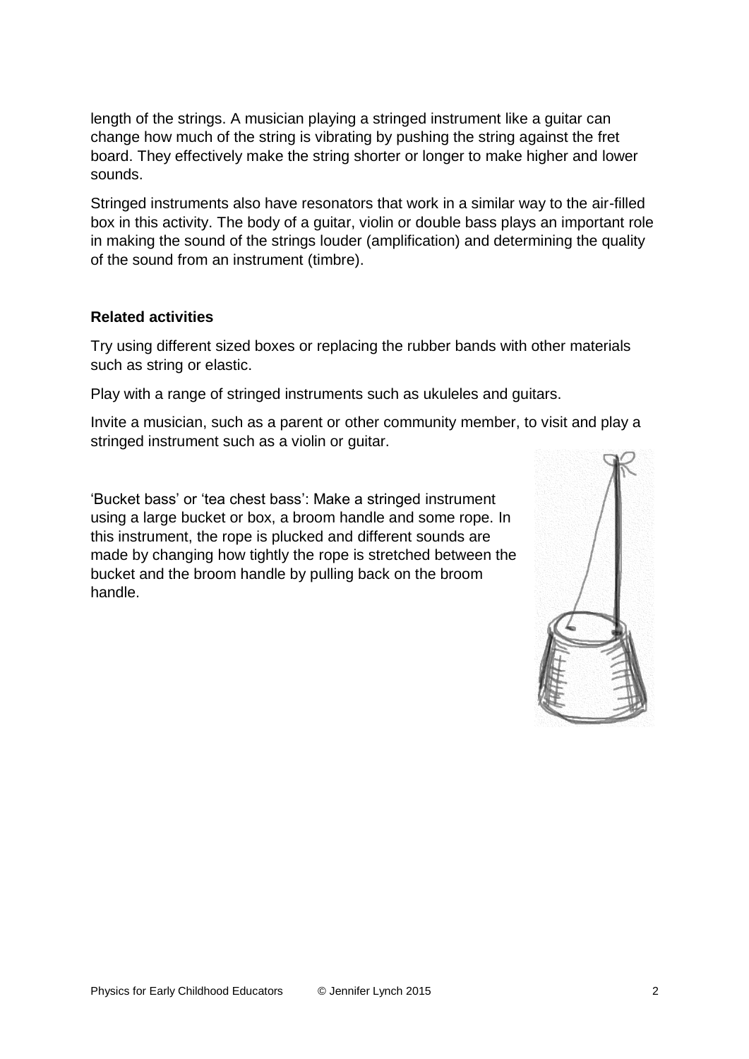length of the strings. A musician playing a stringed instrument like a guitar can change how much of the string is vibrating by pushing the string against the fret board. They effectively make the string shorter or longer to make higher and lower sounds.

Stringed instruments also have resonators that work in a similar way to the air-filled box in this activity. The body of a guitar, violin or double bass plays an important role in making the sound of the strings louder (amplification) and determining the quality of the sound from an instrument (timbre).

**Related activities**

Try using different sized boxes or replacing the rubber bands with other materials such as string or elastic.

Play with a range of stringed instruments such as ukuleles and guitars.

Invite a musician, such as a parent or other community member, to visit and play a stringed instrument such as a violin or guitar.

'Bucket bass' or 'tea chest bass': Make a stringed instrument using a large bucket or box, a broom handle and some rope. In this instrument, the rope is plucked and different sounds are made by changing how tightly the rope is stretched between the bucket and the broom handle by pulling back on the broom handle.